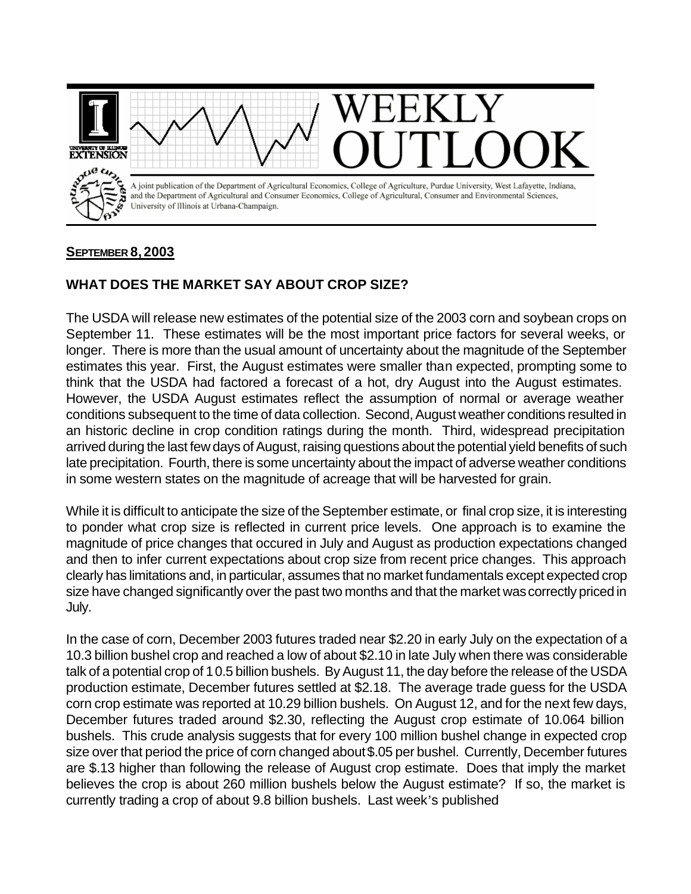# WEEKLY OUTLOOK

A joint publication of the Department of Agricultural Economics, College of Agriculture, Purdue University, West Lafayette, Indiana, and the Department of Agricultural and Consumer Economics, College of Agricultural, Consumer and Environmental Sciences, University of Illinois at Urbana-Champaign.

**SEPTEMBER 8, 2003**

## WHAT DOES THE MARKET SAY ABOUT CROP SIZE?

The USDA will release new estimates of the potential size of the 2003 corn and soybean crops on September 11. These estimates will be the most important price factors for several weeks, or longer. There is more than the usual amount of uncertainty about the magnitude of the September estimates this year. First, the August estimates were smaller than expected, prompting some to think that the USDA had factored a forecast of a hot, dry August into the August estimates. However, the USDA August estimates reflect the assumption of normal or average weather conditions subsequent to the time of data collection. Second, August weather conditions resulted in an historic decline in crop condition ratings during the month. Third, widespread precipitation arrived during the last few days of August, raising questions about the potential yield benefits of such late precipitation. Fourth, there is some uncertainty about the impact of adverse weather conditions in some western states on the magnitude of acreage that will be harvested for grain.

While it is difficult to anticipate the size of the September estimate, or final crop size, it is interesting to ponder what crop size is reflected in current price levels. One approach is to examine the magnitude of price changes that occured in July and August as production expectations changed and then to infer current expectations about crop size from recent price changes. This approach clearly has limitations and, in particular, assumes that no market fundamentals except expected crop size have changed significantly over the past two months and that the market was correctly priced in July.

In the case of corn, December 2003 futures traded near $2.20 in early July on the expectation of a 10.3 billion bushel crop and reached a low of about $2.10 in late July when there was considerable talk of a potential crop of 10.5 billion bushels. By August 11, the day before the release of the USDA production estimate, December futures settled at $2.18. The average trade guess for the USDA corn crop estimate was reported at 10.29 billion bushels. On August 12, and for the next few days, December futures traded around $2.30, reflecting the August crop estimate of 10.064 billion bushels. This crude analysis suggests that for every 100 million bushel change in expected crop size over that period the price of corn changed about $.05 per bushel. Currently, December futures are $.13 higher than following the release of August crop estimate. Does that imply the market believes the crop is about 260 million bushels below the August estimate? If so, the market is currently trading a crop of about 9.8 billion bushels. Last week's published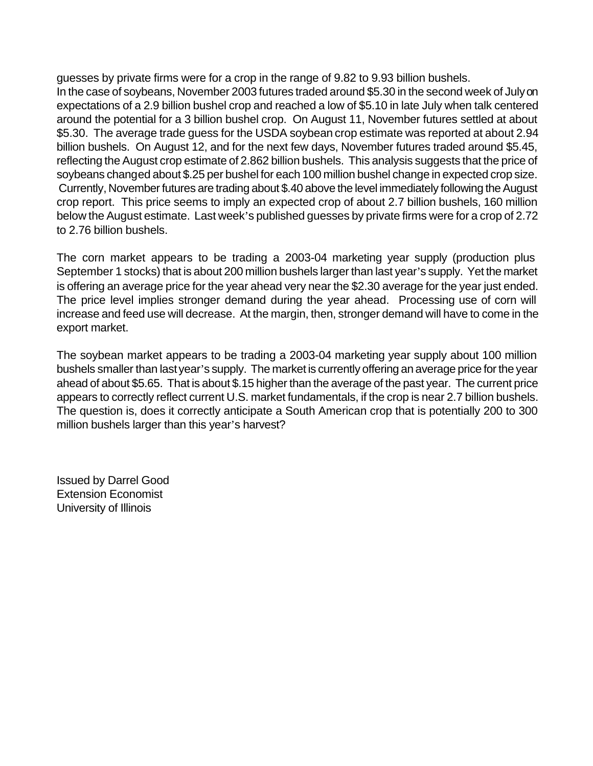guesses by private firms were for a crop in the range of 9.82 to 9.93 billion bushels.

In the case of soybeans, November 2003 futures traded around $5.30 in the second week of July on expectations of a 2.9 billion bushel crop and reached a low of $5.10 in late July when talk centered around the potential for a 3 billion bushel crop. On August 11, November futures settled at about $5.30. The average trade guess for the USDA soybean crop estimate was reported at about 2.94 billion bushels. On August 12, and for the next few days, November futures traded around $5.45, reflecting the August crop estimate of 2.862 billion bushels. This analysis suggests that the price of soybeans changed about $.25 per bushel for each 100 million bushel change in expected crop size. Currently, November futures are trading about $.40 above the level immediately following the August crop report. This price seems to imply an expected crop of about 2.7 billion bushels, 160 million below the August estimate. Last week's published guesses by private firms were for a crop of 2.72 to 2.76 billion bushels.

The corn market appears to be trading a 2003-04 marketing year supply (production plus September 1 stocks) that is about 200 million bushels larger than last year's supply. Yet the market is offering an average price for the year ahead very near the $2.30 average for the year just ended. The price level implies stronger demand during the year ahead. Processing use of corn will increase and feed use will decrease. At the margin, then, stronger demand will have to come in the export market.

The soybean market appears to be trading a 2003-04 marketing year supply about 100 million bushels smaller than last year's supply. The market is currently offering an average price for the year ahead of about $5.65. That is about $.15 higher than the average of the past year. The current price appears to correctly reflect current U.S. market fundamentals, if the crop is near 2.7 billion bushels. The question is, does it correctly anticipate a South American crop that is potentially 200 to 300 million bushels larger than this year's harvest?

Issued by Darrel Good  
Extension Economist  
University of Illinois